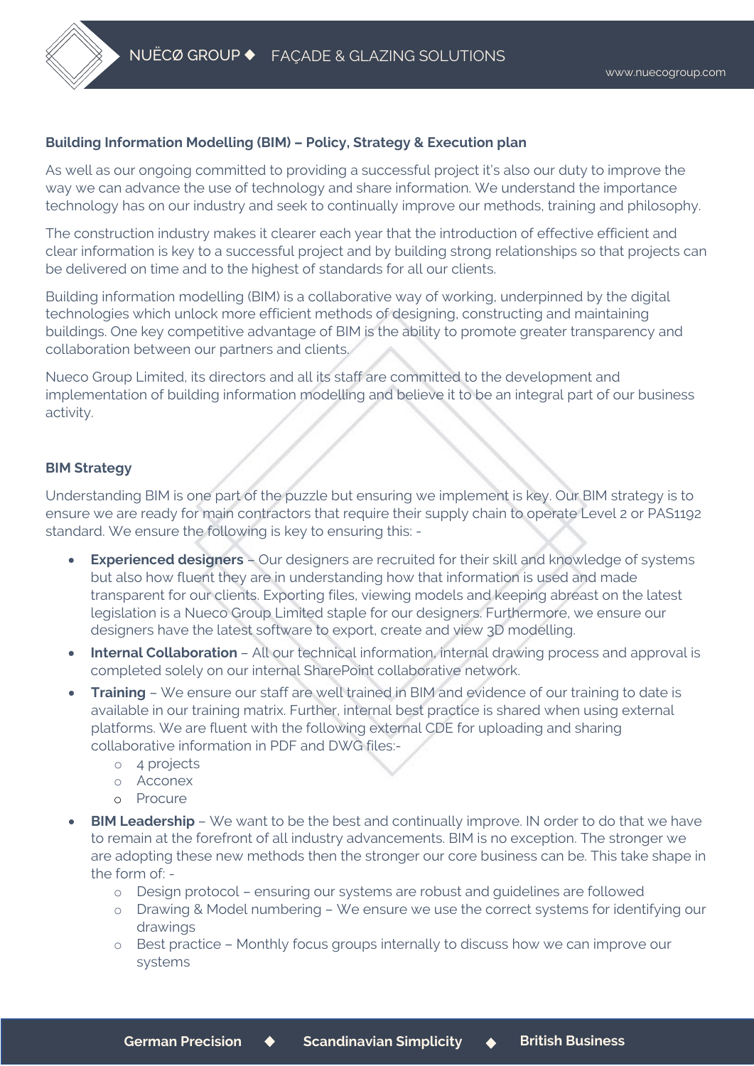**Building Information Modelling (BIM) – Policy, Strategy & Execution plan**

As well as our ongoing committed to providing a successful project it's also our duty to improve the way we can advance the use of technology and share information. We understand the importance technology has on our industry and seek to continually improve our methods, training and philosophy.

The construction industry makes it clearer each year that the introduction of effective efficient and clear information is key to a successful project and by building strong relationships so that projects can be delivered on time and to the highest of standards for all our clients.

Building information modelling (BIM) is a collaborative way of working, underpinned by the digital technologies which unlock more efficient methods of designing, constructing and maintaining buildings. One key competitive advantage of BIM is the ability to promote greater transparency and collaboration between our partners and clients.

Nueco Group Limited, its directors and all its staff are committed to the development and implementation of building information modelling and believe it to be an integral part of our business activity.

**BIM Strategy**

Understanding BIM is one part of the puzzle but ensuring we implement is key. Our BIM strategy is to ensure we are ready for main contractors that require their supply chain to operate Level 2 or PAS1192 standard. We ensure the following is key to ensuring this: -

- **Experienced designers** – Our designers are recruited for their skill and knowledge of systems but also how fluent they are in understanding how that information is used and made transparent for our clients. Exporting files, viewing models and keeping abreast on the latest legislation is a Nueco Group Limited staple for our designers. Furthermore, we ensure our designers have the latest software to export, create and view 3D modelling.
- **Internal Collaboration** – All our technical information, internal drawing process and approval is completed solely on our internal SharePoint collaborative network.
- **Training** – We ensure our staff are well trained in BIM and evidence of our training to date is available in our training matrix. Further, internal best practice is shared when using external platforms. We are fluent with the following external CDE for uploading and sharing collaborative information in PDF and DWG files:-
  - 4 projects
  - Acconex
  - Procure
- **BIM Leadership** – We want to be the best and continually improve. IN order to do that we have to remain at the forefront of all industry advancements. BIM is no exception. The stronger we are adopting these new methods then the stronger our core business can be. This take shape in the form of: -
  - Design protocol – ensuring our systems are robust and guidelines are followed
  - Drawing & Model numbering – We ensure we use the correct systems for identifying our drawings
  - Best practice – Monthly focus groups internally to discuss how we can improve our systems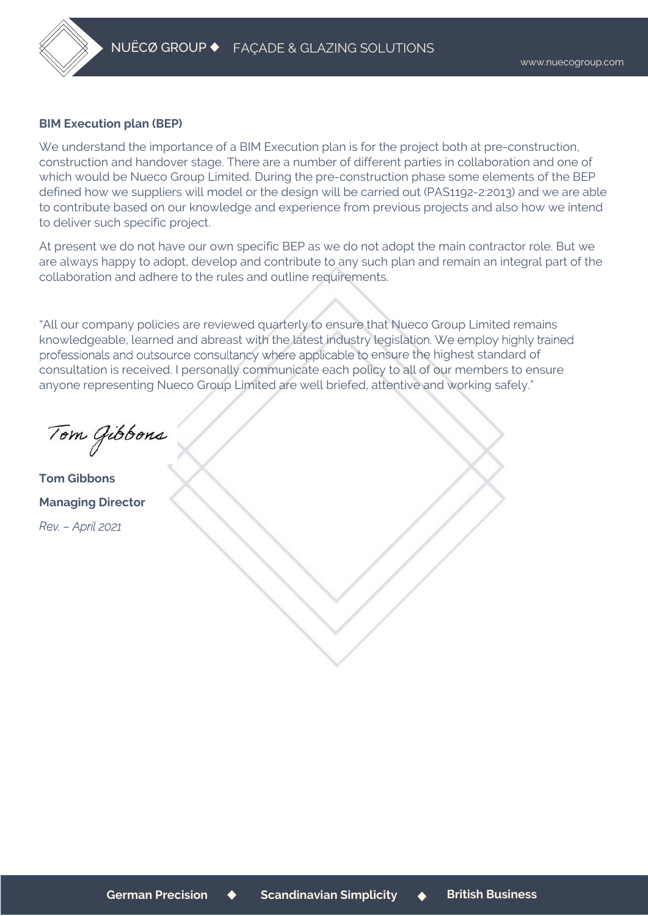**BIM Execution plan (BEP)**

We understand the importance of a BIM Execution plan is for the project both at pre-construction, construction and handover stage. There are a number of different parties in collaboration and one of which would be Nueco Group Limited. During the pre-construction phase some elements of the BEP defined how we suppliers will model or the design will be carried out (PAS1192-2:2013) and we are able to contribute based on our knowledge and experience from previous projects and also how we intend to deliver such specific project.

At present we do not have our own specific BEP as we do not adopt the main contractor role. But we are always happy to adopt, develop and contribute to any such plan and remain an integral part of the collaboration and adhere to the rules and outline requirements.

"All our company policies are reviewed quarterly to ensure that Nueco Group Limited remains knowledgeable, learned and abreast with the latest industry legislation. We employ highly trained professionals and outsource consultancy where applicable to ensure the highest standard of consultation is received. I personally communicate each policy to all of our members to ensure anyone representing Nueco Group Limited are well briefed, attentive and working safely."

Tom Gibbons

**Tom Gibbons**

**Managing Director**

*Rev. – April 2021*